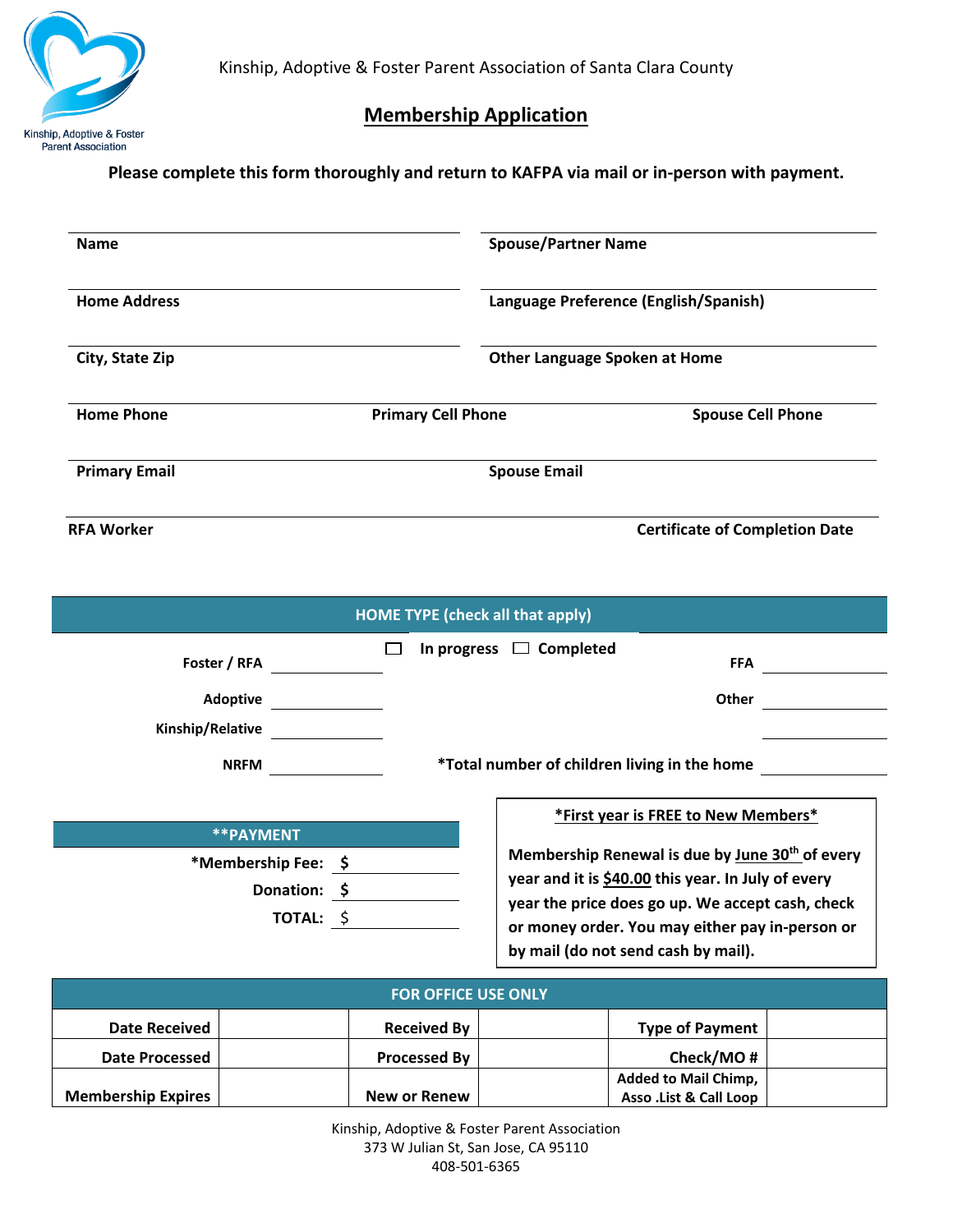Kinship, Adoptive & Foster Parent Association of Santa Clara County

# Membership Application

**Please complete this form thoroughly and return to KAFPA via mail or in-person with payment.**

| | |
|---|---|
| **Name** | **Spouse/Partner Name** |
| **Home Address** | **Language Preference (English/Spanish)** |
| **City, State Zip** | **Other Language Spoken at Home** |

| | | |
|---|---|---|
| **Home Phone** | **Primary Cell Phone** | **Spouse Cell Phone** |

| | |
|---|---|
| **Primary Email** | **Spouse Email** |
| **RFA Worker** | **Certificate of Completion Date** |

## HOME TYPE (check all that apply)

| | | | | |
|---|---|---|---|---|
| **Foster / RFA** | ____ | ☐ **In progress** ☐ **Completed** | **FFA** | ____ |
| **Adoptive** | ____ | | **Other** | ____ |
| **Kinship/Relative** | ____ | | | ____ |
| **NRFM** | ____ | **\*Total number of children living in the home** | | ____ |

## **PAYMENT

**\*Membership Fee:** $ ____

**Donation:** $ ____

**TOTAL:** $ ____

**\*First year is FREE to New Members\***

**Membership Renewal is due by June 30th of every year and it is $40.00 this year. In July of every year the price does go up. We accept cash, check or money order. You may either pay in-person or by mail (do not send cash by mail).**

## FOR OFFICE USE ONLY

| | | | | | |
|---|---|---|---|---|---|
| **Date Received** | | **Received By** | | **Type of Payment** | |
| **Date Processed** | | **Processed By** | | **Check/MO #** | |
| **Membership Expires** | | **New or Renew** | | **Added to Mail Chimp, Asso .List & Call Loop** | |

Kinship, Adoptive & Foster Parent Association
373 W Julian St, San Jose, CA 95110
408-501-6365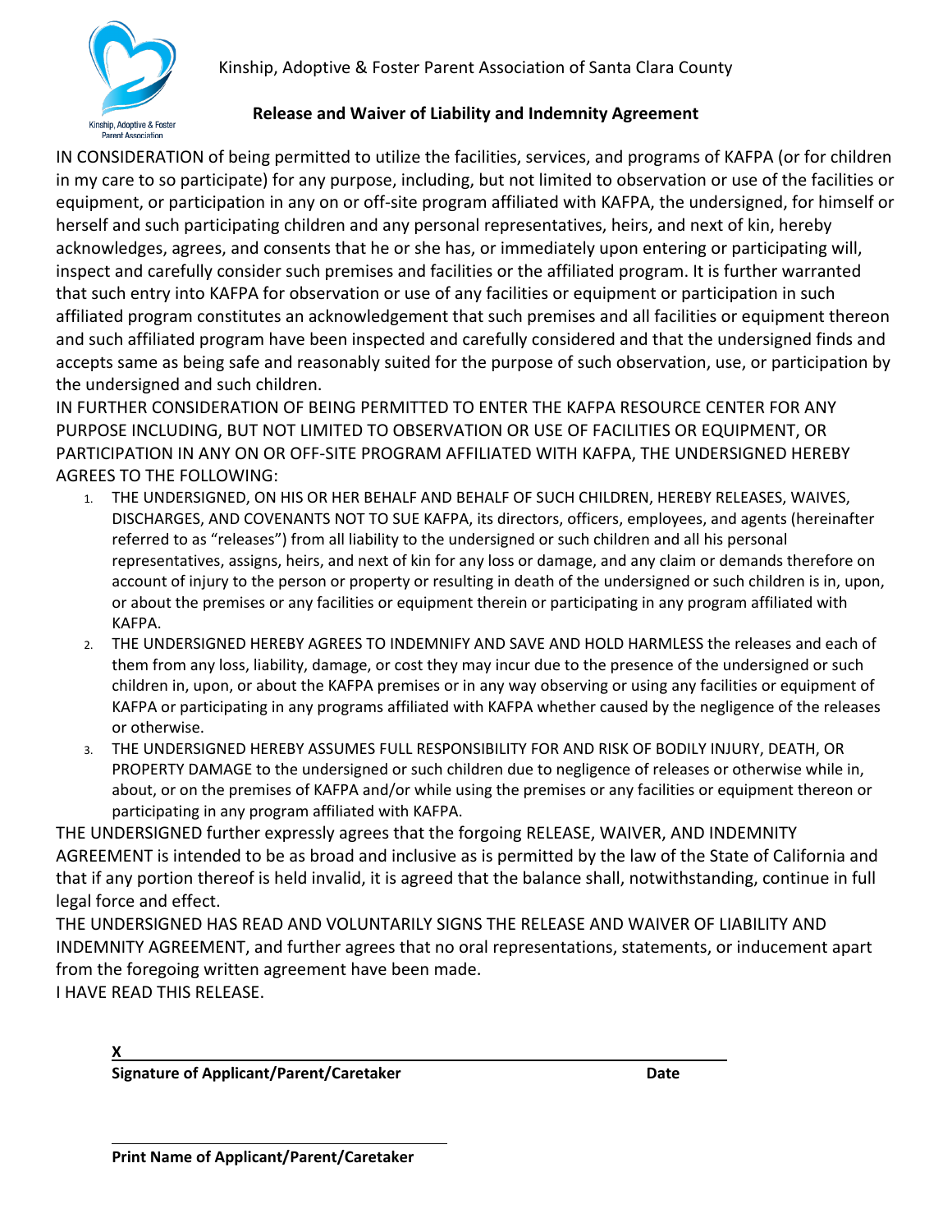Kinship, Adoptive & Foster Parent Association of Santa Clara County

## Release and Waiver of Liability and Indemnity Agreement

IN CONSIDERATION of being permitted to utilize the facilities, services, and programs of KAFPA (or for children in my care to so participate) for any purpose, including, but not limited to observation or use of the facilities or equipment, or participation in any on or off-site program affiliated with KAFPA, the undersigned, for himself or herself and such participating children and any personal representatives, heirs, and next of kin, hereby acknowledges, agrees, and consents that he or she has, or immediately upon entering or participating will, inspect and carefully consider such premises and facilities or the affiliated program. It is further warranted that such entry into KAFPA for observation or use of any facilities or equipment or participation in such affiliated program constitutes an acknowledgement that such premises and all facilities or equipment thereon and such affiliated program have been inspected and carefully considered and that the undersigned finds and accepts same as being safe and reasonably suited for the purpose of such observation, use, or participation by the undersigned and such children.

IN FURTHER CONSIDERATION OF BEING PERMITTED TO ENTER THE KAFPA RESOURCE CENTER FOR ANY PURPOSE INCLUDING, BUT NOT LIMITED TO OBSERVATION OR USE OF FACILITIES OR EQUIPMENT, OR PARTICIPATION IN ANY ON OR OFF-SITE PROGRAM AFFILIATED WITH KAFPA, THE UNDERSIGNED HEREBY AGREES TO THE FOLLOWING:

1. THE UNDERSIGNED, ON HIS OR HER BEHALF AND BEHALF OF SUCH CHILDREN, HEREBY RELEASES, WAIVES, DISCHARGES, AND COVENANTS NOT TO SUE KAFPA, its directors, officers, employees, and agents (hereinafter referred to as "releases") from all liability to the undersigned or such children and all his personal representatives, assigns, heirs, and next of kin for any loss or damage, and any claim or demands therefore on account of injury to the person or property or resulting in death of the undersigned or such children is in, upon, or about the premises or any facilities or equipment therein or participating in any program affiliated with KAFPA.
2. THE UNDERSIGNED HEREBY AGREES TO INDEMNIFY AND SAVE AND HOLD HARMLESS the releases and each of them from any loss, liability, damage, or cost they may incur due to the presence of the undersigned or such children in, upon, or about the KAFPA premises or in any way observing or using any facilities or equipment of KAFPA or participating in any programs affiliated with KAFPA whether caused by the negligence of the releases or otherwise.
3. THE UNDERSIGNED HEREBY ASSUMES FULL RESPONSIBILITY FOR AND RISK OF BODILY INJURY, DEATH, OR PROPERTY DAMAGE to the undersigned or such children due to negligence of releases or otherwise while in, about, or on the premises of KAFPA and/or while using the premises or any facilities or equipment thereon or participating in any program affiliated with KAFPA.

THE UNDERSIGNED further expressly agrees that the forgoing RELEASE, WAIVER, AND INDEMNITY AGREEMENT is intended to be as broad and inclusive as is permitted by the law of the State of California and that if any portion thereof is held invalid, it is agreed that the balance shall, notwithstanding, continue in full legal force and effect.

THE UNDERSIGNED HAS READ AND VOLUNTARILY SIGNS THE RELEASE AND WAIVER OF LIABILITY AND INDEMNITY AGREEMENT, and further agrees that no oral representations, statements, or inducement apart from the foregoing written agreement have been made.

I HAVE READ THIS RELEASE.

**X**\_\_\_\_\_\_\_\_\_\_\_\_\_\_\_\_\_\_\_\_\_\_\_\_\_\_\_\_\_\_\_\_\_\_\_\_\_\_\_\_\_\_\_\_\_\_\_\_\_\_\_\_\_\_\_\_\_\_\_\_

**Signature of Applicant/Parent/Caretaker** **Date**

\_\_\_\_\_\_\_\_\_\_\_\_\_\_\_\_\_\_\_\_\_\_\_\_\_\_\_\_\_\_\_\_\_\_\_\_\_\_\_\_

**Print Name of Applicant/Parent/Caretaker**